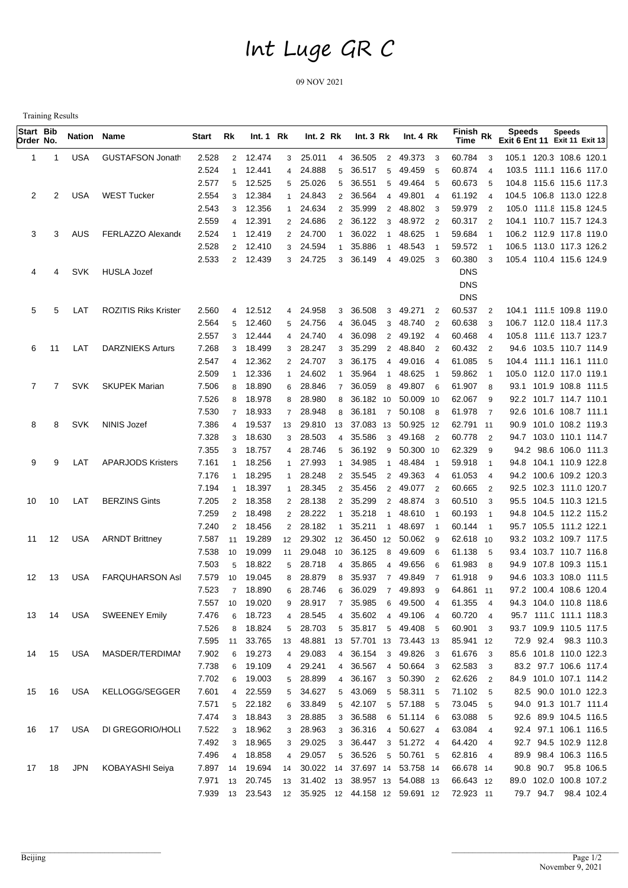# Int Luge GR C

09 NOV 2021

Training Results

| Start Order | Bib No. | Nation | Name | Start | Rk | Int. 1 | Rk | Int. 2 | Rk | Int. 3 | Rk | Int. 4 | Rk | Finish Time | Rk | Speeds Exit 6 | Speeds Ent 11 | Speeds Exit 11 | Speeds Exit 13 |
|---|---|---|---|---|---|---|---|---|---|---|---|---|---|---|---|---|---|---|---|
| 1 | 1 | USA | GUSTAFSON Jonath | 2.528 | 2 | 12.474 | 3 | 25.011 | 4 | 36.505 | 2 | 49.373 | 3 | 60.784 | 3 | 105.1 | 120.3 | 108.6 | 120.1 |
| | | | | 2.524 | 1 | 12.441 | 4 | 24.888 | 5 | 36.517 | 5 | 49.459 | 5 | 60.874 | 4 | 103.5 | 111.1 | 116.6 | 117.0 |
| | | | | 2.577 | 5 | 12.525 | 5 | 25.026 | 5 | 36.551 | 5 | 49.464 | 5 | 60.673 | 5 | 104.8 | 115.6 | 115.6 | 117.3 |
| 2 | 2 | USA | WEST Tucker | 2.554 | 3 | 12.384 | 1 | 24.843 | 2 | 36.564 | 4 | 49.801 | 4 | 61.192 | 4 | 104.5 | 106.8 | 113.0 | 122.8 |
| | | | | 2.543 | 3 | 12.356 | 1 | 24.634 | 2 | 35.999 | 2 | 48.802 | 3 | 59.979 | 2 | 105.0 | 111.8 | 115.8 | 124.5 |
| | | | | 2.559 | 4 | 12.391 | 2 | 24.686 | 2 | 36.122 | 3 | 48.972 | 2 | 60.317 | 2 | 104.1 | 110.7 | 115.7 | 124.3 |
| 3 | 3 | AUS | FERLAZZO Alexande | 2.524 | 1 | 12.419 | 2 | 24.700 | 1 | 36.022 | 1 | 48.625 | 1 | 59.684 | 1 | 106.2 | 112.9 | 117.8 | 119.0 |
| | | | | 2.528 | 2 | 12.410 | 3 | 24.594 | 1 | 35.886 | 1 | 48.543 | 1 | 59.572 | 1 | 106.5 | 113.0 | 117.3 | 126.2 |
| | | | | 2.533 | 2 | 12.439 | 3 | 24.725 | 3 | 36.149 | 4 | 49.025 | 3 | 60.380 | 3 | 105.4 | 110.4 | 115.6 | 124.9 |
| 4 | 4 | SVK | HUSLA Jozef | | | | | | | | | | | DNS | | | | | |
| | | | | | | | | | | | | | | DNS | | | | | |
| | | | | | | | | | | | | | | DNS | | | | | |
| 5 | 5 | LAT | ROZITIS Riks Krister | 2.560 | 4 | 12.512 | 4 | 24.958 | 3 | 36.508 | 3 | 49.271 | 2 | 60.537 | 2 | 104.1 | 111.5 | 109.8 | 119.0 |
| | | | | 2.564 | 5 | 12.460 | 5 | 24.756 | 4 | 36.045 | 3 | 48.740 | 2 | 60.638 | 3 | 106.7 | 112.0 | 118.4 | 117.3 |
| | | | | 2.557 | 3 | 12.444 | 4 | 24.740 | 4 | 36.098 | 2 | 49.192 | 4 | 60.468 | 4 | 105.8 | 111.6 | 113.7 | 123.7 |
| 6 | 11 | LAT | DARZNIEKS Arturs | 7.268 | 3 | 18.499 | 3 | 28.247 | 3 | 35.299 | 2 | 48.840 | 2 | 60.432 | 2 | 94.6 | 103.5 | 110.7 | 114.9 |
| | | | | 2.547 | 4 | 12.362 | 2 | 24.707 | 3 | 36.175 | 4 | 49.016 | 4 | 61.085 | 5 | 104.4 | 111.1 | 116.1 | 111.0 |
| | | | | 2.509 | 1 | 12.336 | 1 | 24.602 | 1 | 35.964 | 1 | 48.625 | 1 | 59.862 | 1 | 105.0 | 112.0 | 117.0 | 119.1 |
| 7 | 7 | SVK | SKUPEK Marian | 7.506 | 8 | 18.890 | 6 | 28.846 | 7 | 36.059 | 8 | 49.807 | 6 | 61.907 | 8 | 93.1 | 101.9 | 108.8 | 111.5 |
| | | | | 7.526 | 8 | 18.978 | 8 | 28.980 | 8 | 36.182 | 10 | 50.009 | 10 | 62.067 | 9 | 92.2 | 101.7 | 114.7 | 110.1 |
| | | | | 7.530 | 7 | 18.933 | 7 | 28.948 | 8 | 36.181 | 7 | 50.108 | 8 | 61.978 | 7 | 92.6 | 101.6 | 108.7 | 111.1 |
| 8 | 8 | SVK | NINIS Jozef | 7.386 | 4 | 19.537 | 13 | 29.810 | 13 | 37.083 | 13 | 50.925 | 12 | 62.791 | 11 | 90.9 | 101.0 | 108.2 | 119.3 |
| | | | | 7.328 | 3 | 18.630 | 3 | 28.503 | 4 | 35.586 | 3 | 49.168 | 2 | 60.778 | 2 | 94.7 | 103.0 | 110.1 | 114.7 |
| | | | | 7.355 | 3 | 18.757 | 4 | 28.746 | 5 | 36.192 | 9 | 50.300 | 10 | 62.329 | 9 | 94.2 | 98.6 | 106.0 | 111.3 |
| 9 | 9 | LAT | APARJODS Kristers | 7.161 | 1 | 18.256 | 1 | 27.993 | 1 | 34.985 | 1 | 48.484 | 1 | 59.918 | 1 | 94.8 | 104.1 | 110.9 | 122.8 |
| | | | | 7.176 | 1 | 18.295 | 1 | 28.248 | 2 | 35.545 | 2 | 49.363 | 4 | 61.053 | 4 | 94.2 | 100.6 | 109.2 | 120.3 |
| | | | | 7.194 | 1 | 18.397 | 1 | 28.345 | 2 | 35.456 | 2 | 49.077 | 2 | 60.665 | 2 | 92.5 | 102.3 | 111.0 | 120.7 |
| 10 | 10 | LAT | BERZINS Gints | 7.205 | 2 | 18.358 | 2 | 28.138 | 2 | 35.299 | 2 | 48.874 | 3 | 60.510 | 3 | 95.5 | 104.5 | 110.3 | 121.5 |
| | | | | 7.259 | 2 | 18.498 | 2 | 28.222 | 1 | 35.218 | 1 | 48.610 | 1 | 60.193 | 1 | 94.8 | 104.5 | 112.2 | 115.2 |
| | | | | 7.240 | 2 | 18.456 | 2 | 28.182 | 1 | 35.211 | 1 | 48.697 | 1 | 60.144 | 1 | 95.7 | 105.5 | 111.2 | 122.1 |
| 11 | 12 | USA | ARNDT Brittney | 7.587 | 11 | 19.289 | 12 | 29.302 | 12 | 36.450 | 12 | 50.062 | 9 | 62.618 | 10 | 93.2 | 103.2 | 109.7 | 117.5 |
| | | | | 7.538 | 10 | 19.099 | 11 | 29.048 | 10 | 36.125 | 8 | 49.609 | 6 | 61.138 | 5 | 93.4 | 103.7 | 110.7 | 116.8 |
| | | | | 7.503 | 5 | 18.822 | 5 | 28.718 | 4 | 35.865 | 4 | 49.656 | 6 | 61.983 | 8 | 94.9 | 107.8 | 109.3 | 115.1 |
| 12 | 13 | USA | FARQUHARSON Asl | 7.579 | 10 | 19.045 | 8 | 28.879 | 8 | 35.937 | 7 | 49.849 | 7 | 61.918 | 9 | 94.6 | 103.3 | 108.0 | 111.5 |
| | | | | 7.523 | 7 | 18.890 | 6 | 28.746 | 6 | 36.029 | 7 | 49.893 | 9 | 64.861 | 11 | 97.2 | 100.4 | 108.6 | 120.4 |
| | | | | 7.557 | 10 | 19.020 | 9 | 28.917 | 7 | 35.985 | 6 | 49.500 | 4 | 61.355 | 4 | 94.3 | 104.0 | 110.8 | 118.6 |
| 13 | 14 | USA | SWEENEY Emily | 7.476 | 6 | 18.723 | 4 | 28.545 | 4 | 35.602 | 4 | 49.106 | 4 | 60.720 | 4 | 95.7 | 111.0 | 111.1 | 118.3 |
| | | | | 7.526 | 8 | 18.824 | 5 | 28.703 | 5 | 35.817 | 5 | 49.408 | 5 | 60.901 | 3 | 93.7 | 109.9 | 110.5 | 117.5 |
| | | | | 7.595 | 11 | 33.765 | 13 | 48.881 | 13 | 57.701 | 13 | 73.443 | 13 | 85.941 | 12 | 72.9 | 92.4 | 98.3 | 110.3 |
| 14 | 15 | USA | MASDER/TERDIMAI | 7.902 | 6 | 19.273 | 4 | 29.083 | 4 | 36.154 | 3 | 49.826 | 3 | 61.676 | 3 | 85.6 | 101.8 | 110.0 | 122.3 |
| | | | | 7.738 | 6 | 19.109 | 4 | 29.241 | 4 | 36.567 | 4 | 50.664 | 3 | 62.583 | 3 | 83.2 | 97.7 | 106.6 | 117.4 |
| | | | | 7.702 | 6 | 19.003 | 5 | 28.899 | 4 | 36.167 | 3 | 50.390 | 2 | 62.626 | 2 | 84.9 | 101.0 | 107.1 | 114.2 |
| 15 | 16 | USA | KELLOGG/SEGGER | 7.601 | 4 | 22.559 | 5 | 34.627 | 5 | 43.069 | 5 | 58.311 | 5 | 71.102 | 5 | 82.5 | 90.0 | 101.0 | 122.3 |
| | | | | 7.571 | 5 | 22.182 | 6 | 33.849 | 5 | 42.107 | 5 | 57.188 | 5 | 73.045 | 5 | 94.0 | 91.3 | 101.7 | 111.4 |
| | | | | 7.474 | 3 | 18.843 | 3 | 28.885 | 3 | 36.588 | 6 | 51.114 | 6 | 63.088 | 5 | 92.6 | 89.9 | 104.5 | 116.5 |
| 16 | 17 | USA | DI GREGORIO/HOLI | 7.522 | 3 | 18.962 | 3 | 28.963 | 3 | 36.316 | 4 | 50.627 | 4 | 63.084 | 4 | 92.4 | 97.1 | 106.1 | 116.5 |
| | | | | 7.492 | 3 | 18.965 | 3 | 29.025 | 3 | 36.447 | 3 | 51.272 | 4 | 64.420 | 4 | 92.7 | 94.5 | 102.9 | 112.8 |
| | | | | 7.496 | 4 | 18.858 | 4 | 29.057 | 5 | 36.526 | 5 | 50.761 | 5 | 62.816 | 4 | 89.9 | 98.4 | 106.3 | 116.5 |
| 17 | 18 | JPN | KOBAYASHI Seiya | 7.897 | 14 | 19.694 | 14 | 30.022 | 14 | 37.697 | 14 | 53.758 | 14 | 66.678 | 14 | 90.8 | 90.7 | 95.8 | 106.5 |
| | | | | 7.971 | 13 | 20.745 | 13 | 31.402 | 13 | 38.957 | 13 | 54.088 | 13 | 66.643 | 12 | 89.0 | 102.0 | 100.8 | 107.2 |
| | | | | 7.939 | 13 | 23.543 | 12 | 35.925 | 12 | 44.158 | 12 | 59.691 | 12 | 72.923 | 11 | 79.7 | 94.7 | 98.4 | 102.4 |

Beijing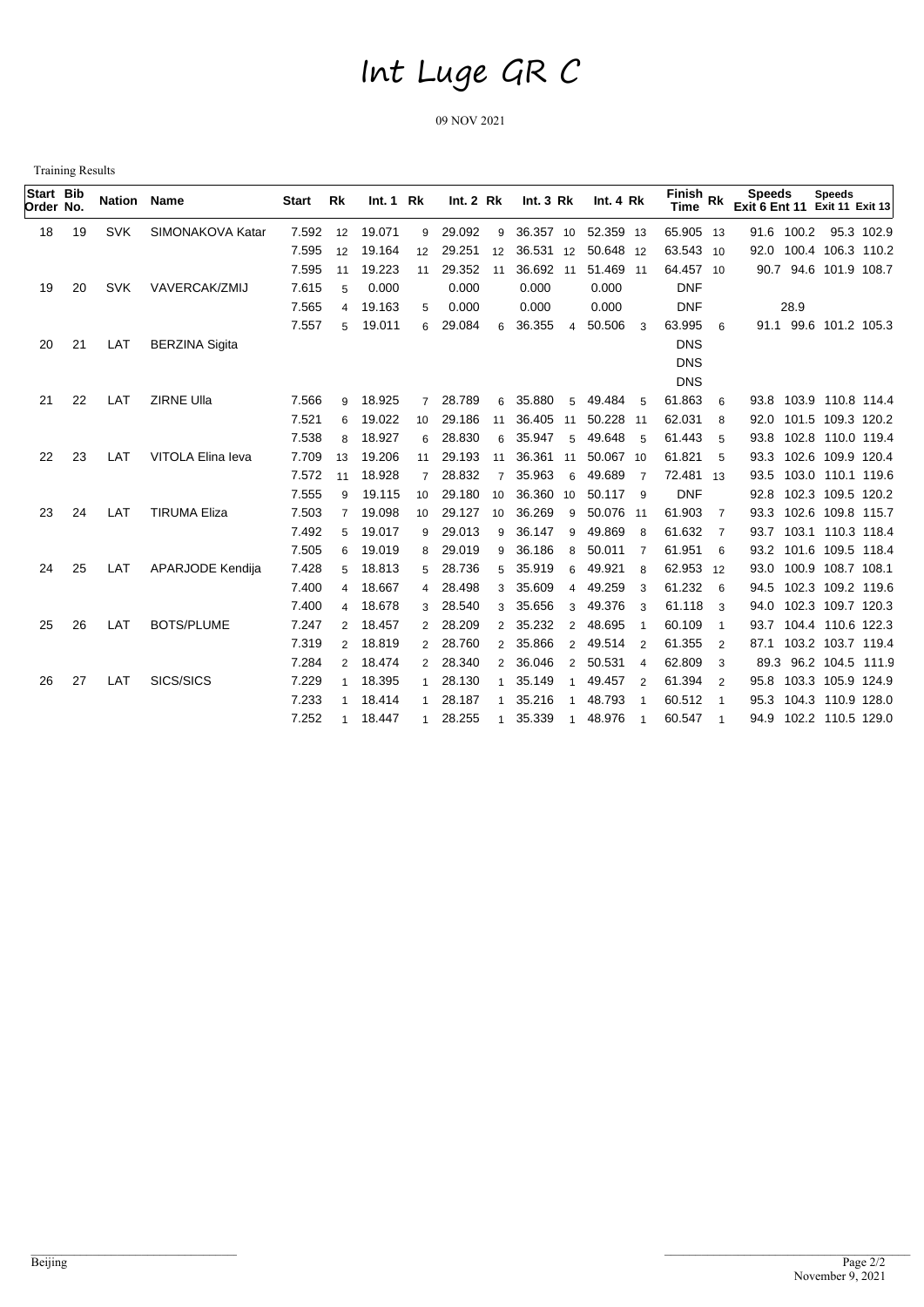# Int Luge GR C

09 NOV 2021

Training Results

| Start Order | Bib No. | Nation | Name | Start | Rk | Int. 1 | Rk | Int. 2 | Rk | Int. 3 | Rk | Int. 4 | Rk | Finish Time | Rk | Speeds Exit 6 | Speeds Ent 11 | Speeds Exit 11 | Speeds Exit 13 |
|---|---|---|---|---|---|---|---|---|---|---|---|---|---|---|---|---|---|---|---|
| 18 | 19 | SVK | SIMONAKOVA Katar | 7.592 | 12 | 19.071 | 9 | 29.092 | 9 | 36.357 | 10 | 52.359 | 13 | 65.905 | 13 | 91.6 | 100.2 | 95.3 | 102.9 |
| | | | | 7.595 | 12 | 19.164 | 12 | 29.251 | 12 | 36.531 | 12 | 50.648 | 12 | 63.543 | 10 | 92.0 | 100.4 | 106.3 | 110.2 |
| | | | | 7.595 | 11 | 19.223 | 11 | 29.352 | 11 | 36.692 | 11 | 51.469 | 11 | 64.457 | 10 | 90.7 | 94.6 | 101.9 | 108.7 |
| 19 | 20 | SVK | VAVERCAK/ZMIJ | 7.615 | 5 | 0.000 | | 0.000 | | 0.000 | | 0.000 | | DNF | | | | | |
| | | | | 7.565 | 4 | 19.163 | 5 | 0.000 | | 0.000 | | 0.000 | | DNF | | | 28.9 | | |
| | | | | 7.557 | 5 | 19.011 | 6 | 29.084 | 6 | 36.355 | 4 | 50.506 | 3 | 63.995 | 6 | 91.1 | 99.6 | 101.2 | 105.3 |
| 20 | 21 | LAT | BERZINA Sigita | | | | | | | | | | | DNS | | | | | |
| | | | | | | | | | | | | | | DNS | | | | | |
| | | | | | | | | | | | | | | DNS | | | | | |
| 21 | 22 | LAT | ZIRNE Ulla | 7.566 | 9 | 18.925 | 7 | 28.789 | 6 | 35.880 | 5 | 49.484 | 5 | 61.863 | 6 | 93.8 | 103.9 | 110.8 | 114.4 |
| | | | | 7.521 | 6 | 19.022 | 10 | 29.186 | 11 | 36.405 | 11 | 50.228 | 11 | 62.031 | 8 | 92.0 | 101.5 | 109.3 | 120.2 |
| | | | | 7.538 | 8 | 18.927 | 6 | 28.830 | 6 | 35.947 | 5 | 49.648 | 5 | 61.443 | 5 | 93.8 | 102.8 | 110.0 | 119.4 |
| 22 | 23 | LAT | VITOLA Elina Ieva | 7.709 | 13 | 19.206 | 11 | 29.193 | 11 | 36.361 | 11 | 50.067 | 10 | 61.821 | 5 | 93.3 | 102.6 | 109.9 | 120.4 |
| | | | | 7.572 | 11 | 18.928 | 7 | 28.832 | 7 | 35.963 | 6 | 49.689 | 7 | 72.481 | 13 | 93.5 | 103.0 | 110.1 | 119.6 |
| | | | | 7.555 | 9 | 19.115 | 10 | 29.180 | 10 | 36.360 | 10 | 50.117 | 9 | DNF | | 92.8 | 102.3 | 109.5 | 120.2 |
| 23 | 24 | LAT | TIRUMA Eliza | 7.503 | 7 | 19.098 | 10 | 29.127 | 10 | 36.269 | 9 | 50.076 | 11 | 61.903 | 7 | 93.3 | 102.6 | 109.8 | 115.7 |
| | | | | 7.492 | 5 | 19.017 | 9 | 29.013 | 9 | 36.147 | 9 | 49.869 | 8 | 61.632 | 7 | 93.7 | 103.1 | 110.3 | 118.4 |
| | | | | 7.505 | 6 | 19.019 | 8 | 29.019 | 9 | 36.186 | 8 | 50.011 | 7 | 61.951 | 6 | 93.2 | 101.6 | 109.5 | 118.4 |
| 24 | 25 | LAT | APARJODE Kendija | 7.428 | 5 | 18.813 | 5 | 28.736 | 5 | 35.919 | 6 | 49.921 | 8 | 62.953 | 12 | 93.0 | 100.9 | 108.7 | 108.1 |
| | | | | 7.400 | 4 | 18.667 | 4 | 28.498 | 3 | 35.609 | 4 | 49.259 | 3 | 61.232 | 6 | 94.5 | 102.3 | 109.2 | 119.6 |
| | | | | 7.400 | 4 | 18.678 | 3 | 28.540 | 3 | 35.656 | 3 | 49.376 | 3 | 61.118 | 3 | 94.0 | 102.3 | 109.7 | 120.3 |
| 25 | 26 | LAT | BOTS/PLUME | 7.247 | 2 | 18.457 | 2 | 28.209 | 2 | 35.232 | 2 | 48.695 | 1 | 60.109 | 1 | 93.7 | 104.4 | 110.6 | 122.3 |
| | | | | 7.319 | 2 | 18.819 | 2 | 28.760 | 2 | 35.866 | 2 | 49.514 | 2 | 61.355 | 2 | 87.1 | 103.2 | 103.7 | 119.4 |
| | | | | 7.284 | 2 | 18.474 | 2 | 28.340 | 2 | 36.046 | 2 | 50.531 | 4 | 62.809 | 3 | 89.3 | 96.2 | 104.5 | 111.9 |
| 26 | 27 | LAT | SICS/SICS | 7.229 | 1 | 18.395 | 1 | 28.130 | 1 | 35.149 | 1 | 49.457 | 2 | 61.394 | 2 | 95.8 | 103.3 | 105.9 | 124.9 |
| | | | | 7.233 | 1 | 18.414 | 1 | 28.187 | 1 | 35.216 | 1 | 48.793 | 1 | 60.512 | 1 | 95.3 | 104.3 | 110.9 | 128.0 |
| | | | | 7.252 | 1 | 18.447 | 1 | 28.255 | 1 | 35.339 | 1 | 48.976 | 1 | 60.547 | 1 | 94.9 | 102.2 | 110.5 | 129.0 |

Beijing

November 9, 2021